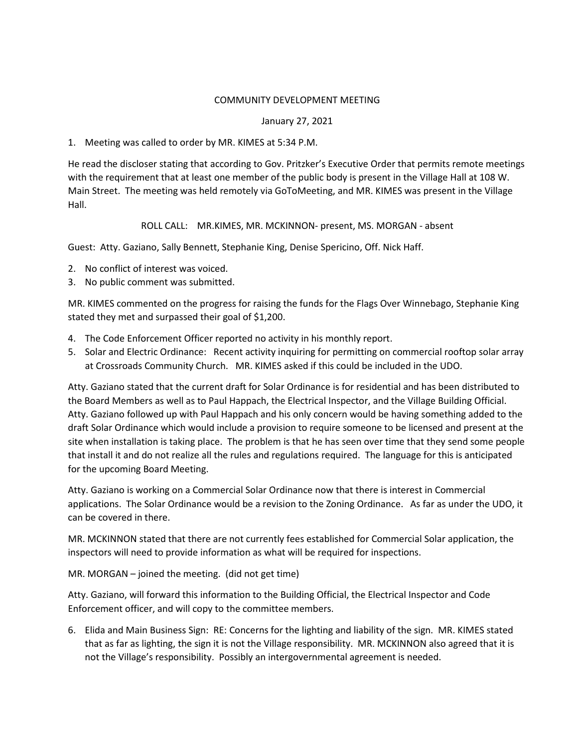# COMMUNITY DEVELOPMENT MEETING

January 27, 2021

1. Meeting was called to order by MR. KIMES at 5:34 P.M.

He read the discloser stating that according to Gov. Pritzker's Executive Order that permits remote meetings with the requirement that at least one member of the public body is present in the Village Hall at 108 W. Main Street. The meeting was held remotely via GoToMeeting, and MR. KIMES was present in the Village Hall.

ROLL CALL: MR.KIMES, MR. MCKINNON- present, MS. MORGAN - absent

Guest: Atty. Gaziano, Sally Bennett, Stephanie King, Denise Spericino, Off. Nick Haff.

2. No conflict of interest was voiced.
3. No public comment was submitted.

MR. KIMES commented on the progress for raising the funds for the Flags Over Winnebago, Stephanie King stated they met and surpassed their goal of $1,200.

4. The Code Enforcement Officer reported no activity in his monthly report.
5. Solar and Electric Ordinance: Recent activity inquiring for permitting on commercial rooftop solar array at Crossroads Community Church. MR. KIMES asked if this could be included in the UDO.

Atty. Gaziano stated that the current draft for Solar Ordinance is for residential and has been distributed to the Board Members as well as to Paul Happach, the Electrical Inspector, and the Village Building Official. Atty. Gaziano followed up with Paul Happach and his only concern would be having something added to the draft Solar Ordinance which would include a provision to require someone to be licensed and present at the site when installation is taking place. The problem is that he has seen over time that they send some people that install it and do not realize all the rules and regulations required. The language for this is anticipated for the upcoming Board Meeting.

Atty. Gaziano is working on a Commercial Solar Ordinance now that there is interest in Commercial applications. The Solar Ordinance would be a revision to the Zoning Ordinance. As far as under the UDO, it can be covered in there.

MR. MCKINNON stated that there are not currently fees established for Commercial Solar application, the inspectors will need to provide information as what will be required for inspections.

MR. MORGAN – joined the meeting. (did not get time)

Atty. Gaziano, will forward this information to the Building Official, the Electrical Inspector and Code Enforcement officer, and will copy to the committee members.

6. Elida and Main Business Sign: RE: Concerns for the lighting and liability of the sign. MR. KIMES stated that as far as lighting, the sign it is not the Village responsibility. MR. MCKINNON also agreed that it is not the Village's responsibility. Possibly an intergovernmental agreement is needed.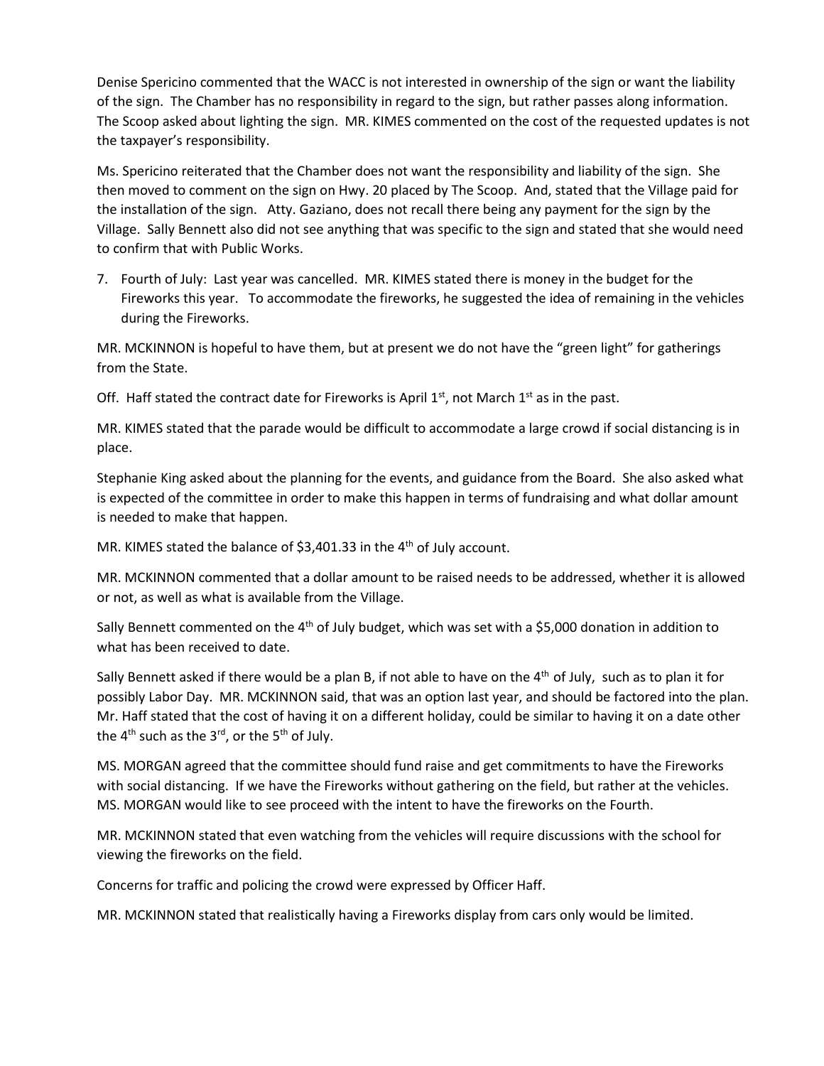Denise Spericino commented that the WACC is not interested in ownership of the sign or want the liability of the sign. The Chamber has no responsibility in regard to the sign, but rather passes along information. The Scoop asked about lighting the sign. MR. KIMES commented on the cost of the requested updates is not the taxpayer's responsibility.

Ms. Spericino reiterated that the Chamber does not want the responsibility and liability of the sign. She then moved to comment on the sign on Hwy. 20 placed by The Scoop. And, stated that the Village paid for the installation of the sign. Atty. Gaziano, does not recall there being any payment for the sign by the Village. Sally Bennett also did not see anything that was specific to the sign and stated that she would need to confirm that with Public Works.

7. Fourth of July: Last year was cancelled. MR. KIMES stated there is money in the budget for the Fireworks this year. To accommodate the fireworks, he suggested the idea of remaining in the vehicles during the Fireworks.

MR. MCKINNON is hopeful to have them, but at present we do not have the "green light" for gatherings from the State.

Off. Haff stated the contract date for Fireworks is April 1st, not March 1st as in the past.

MR. KIMES stated that the parade would be difficult to accommodate a large crowd if social distancing is in place.

Stephanie King asked about the planning for the events, and guidance from the Board. She also asked what is expected of the committee in order to make this happen in terms of fundraising and what dollar amount is needed to make that happen.

MR. KIMES stated the balance of $3,401.33 in the 4th of July account.

MR. MCKINNON commented that a dollar amount to be raised needs to be addressed, whether it is allowed or not, as well as what is available from the Village.

Sally Bennett commented on the 4th of July budget, which was set with a $5,000 donation in addition to what has been received to date.

Sally Bennett asked if there would be a plan B, if not able to have on the 4th of July, such as to plan it for possibly Labor Day. MR. MCKINNON said, that was an option last year, and should be factored into the plan. Mr. Haff stated that the cost of having it on a different holiday, could be similar to having it on a date other the 4th such as the 3rd, or the 5th of July.

MS. MORGAN agreed that the committee should fund raise and get commitments to have the Fireworks with social distancing. If we have the Fireworks without gathering on the field, but rather at the vehicles. MS. MORGAN would like to see proceed with the intent to have the fireworks on the Fourth.

MR. MCKINNON stated that even watching from the vehicles will require discussions with the school for viewing the fireworks on the field.

Concerns for traffic and policing the crowd were expressed by Officer Haff.

MR. MCKINNON stated that realistically having a Fireworks display from cars only would be limited.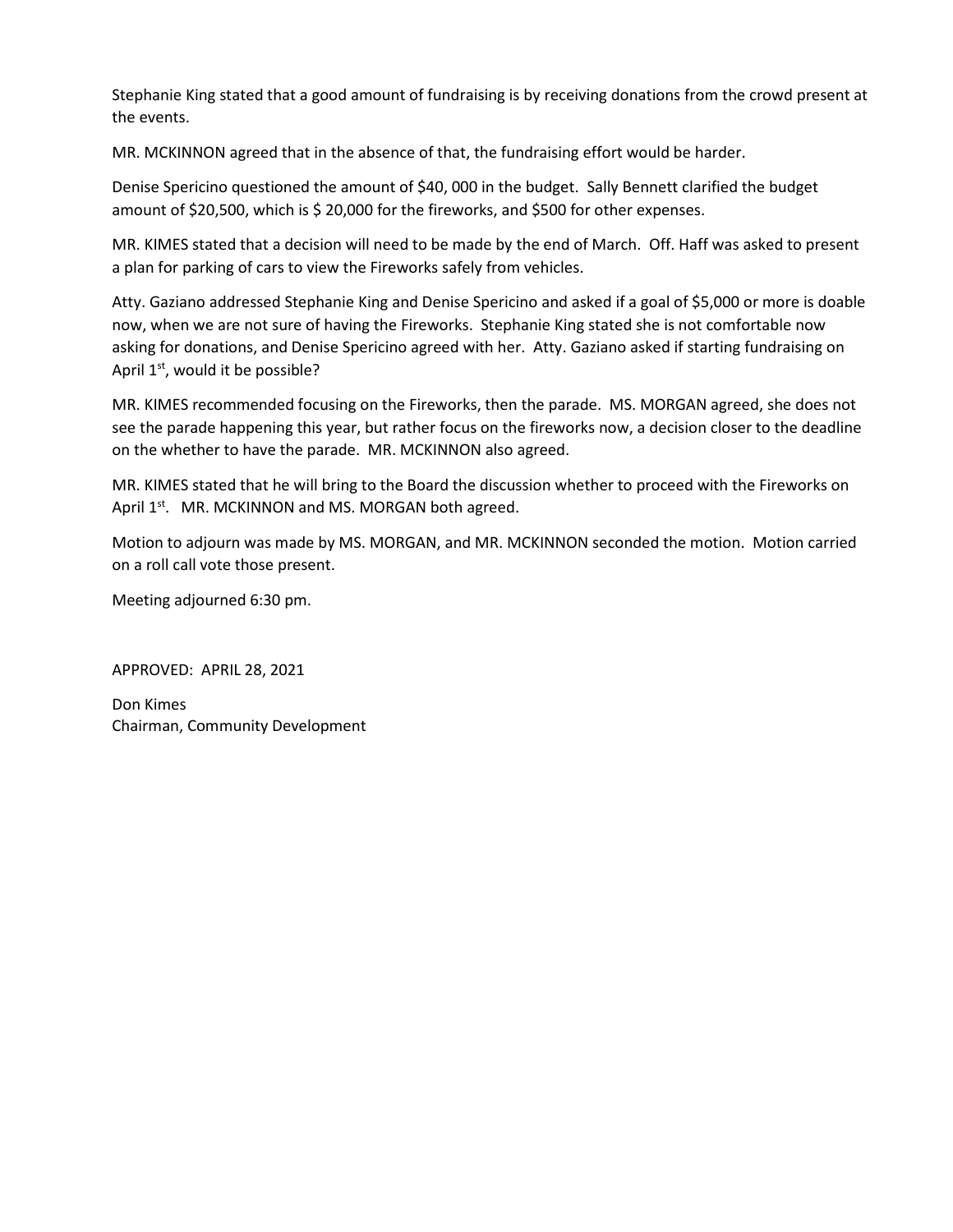Stephanie King stated that a good amount of fundraising is by receiving donations from the crowd present at the events.

MR. MCKINNON agreed that in the absence of that, the fundraising effort would be harder.

Denise Spericino questioned the amount of $40, 000 in the budget. Sally Bennett clarified the budget amount of $20,500, which is $ 20,000 for the fireworks, and $500 for other expenses.

MR. KIMES stated that a decision will need to be made by the end of March. Off. Haff was asked to present a plan for parking of cars to view the Fireworks safely from vehicles.

Atty. Gaziano addressed Stephanie King and Denise Spericino and asked if a goal of $5,000 or more is doable now, when we are not sure of having the Fireworks. Stephanie King stated she is not comfortable now asking for donations, and Denise Spericino agreed with her. Atty. Gaziano asked if starting fundraising on April 1st, would it be possible?

MR. KIMES recommended focusing on the Fireworks, then the parade. MS. MORGAN agreed, she does not see the parade happening this year, but rather focus on the fireworks now, a decision closer to the deadline on the whether to have the parade. MR. MCKINNON also agreed.

MR. KIMES stated that he will bring to the Board the discussion whether to proceed with the Fireworks on April 1st. MR. MCKINNON and MS. MORGAN both agreed.

Motion to adjourn was made by MS. MORGAN, and MR. MCKINNON seconded the motion. Motion carried on a roll call vote those present.

Meeting adjourned 6:30 pm.

APPROVED: APRIL 28, 2021

Don Kimes
Chairman, Community Development